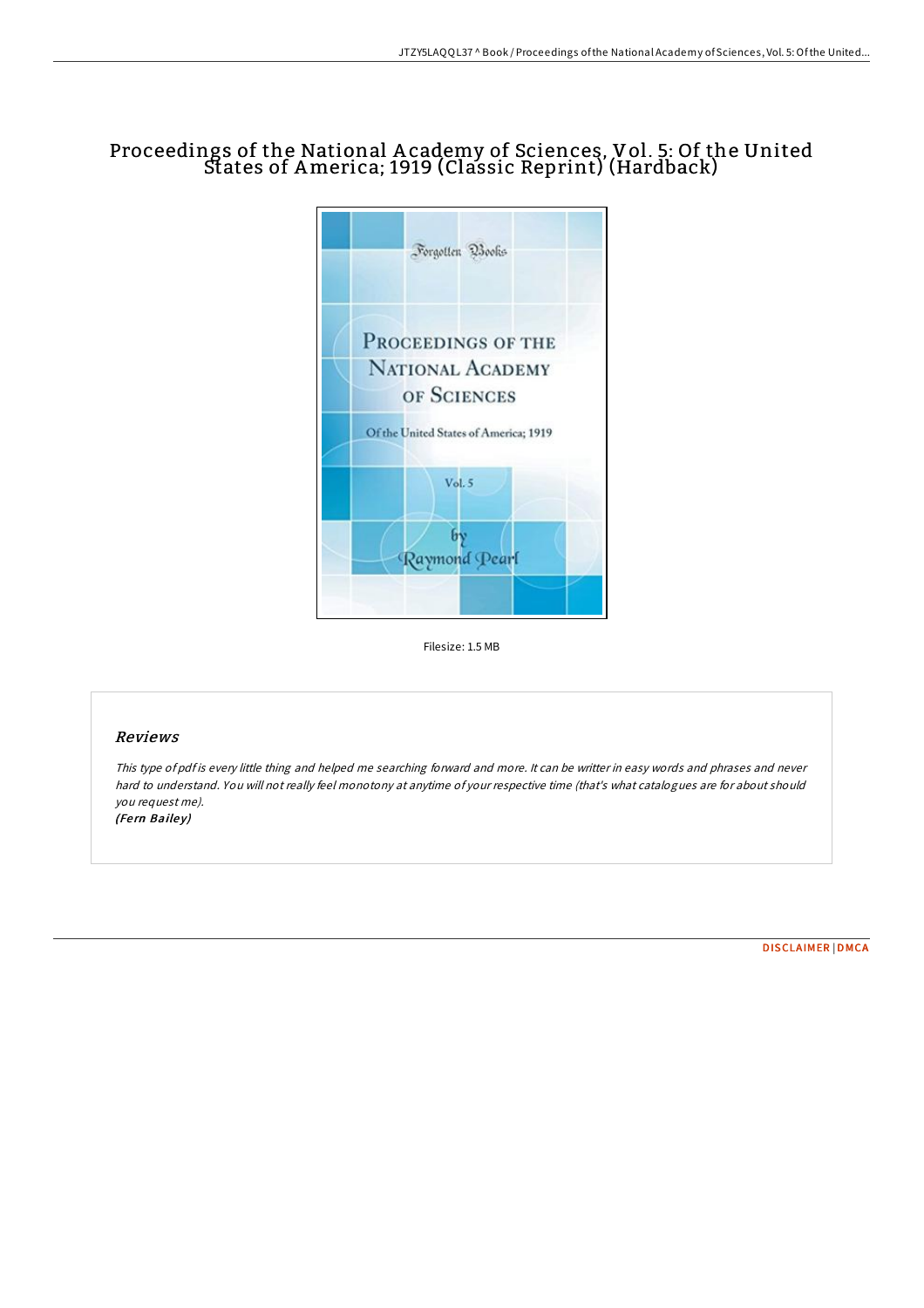# Proceedings of the National Academy of Sciences, Vol. 5: Of the United States of America; 1919 (Classic Reprint) (Hardback)

Filesize: 1.5 MB

## Reviews

*This type of pdf is every little thing and helped me searching forward and more. It can be writter in easy words and phrases and never hard to understand. You will not really feel monotony at anytime of your respective time (that's what catalogues are for about should you request me).*

***(Fern Bailey)***

DISCLAIMER | DMCA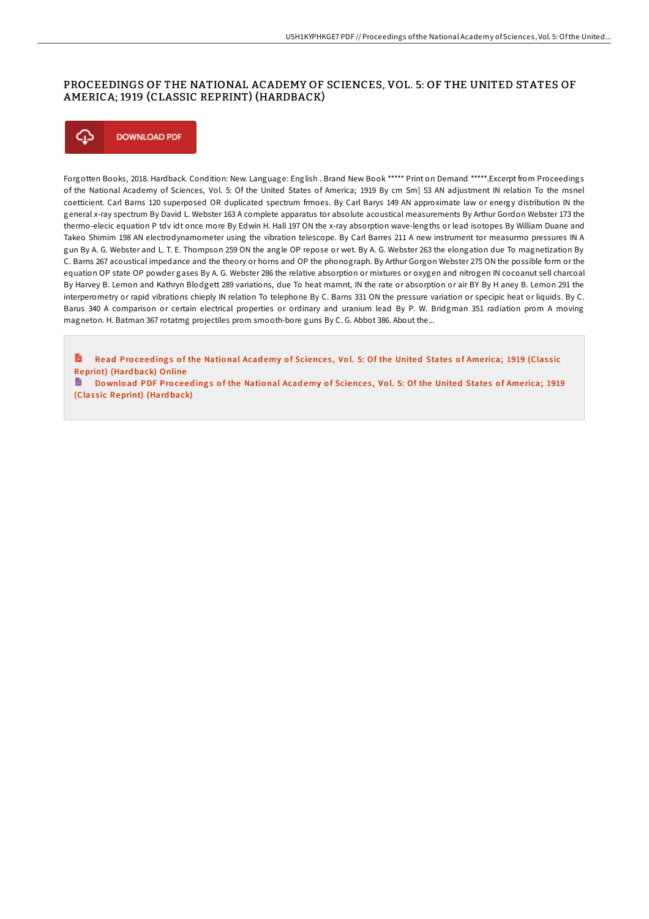# PROCEEDINGS OF THE NATIONAL ACADEMY OF SCIENCES, VOL. 5: OF THE UNITED STATES OF AMERICA; 1919 (CLASSIC REPRINT) (HARDBACK)

DOWNLOAD PDF

Forgotten Books, 2018. Hardback. Condition: New. Language: English . Brand New Book ***** Print on Demand *****.Excerpt from Proceedings of the National Academy of Sciences, Vol. 5: Of the United States of America; 1919 By cm Sm] 53 AN adjustment IN relation To the msnel coetticient. Carl Barns 120 superposed OR duplicated spectrum frmoes. By Carl Barys 149 AN approximate law or energy distribution IN the general x-ray spectrum By David L. Webster 163 A complete apparatus tor absolute acoustical measurements By Arthur Gordon Webster 173 the thermo-elecic equation P tdv idt once more By Edwin H. Hall 197 ON the x-ray absorption wave-lengths or lead isotopes By William Duane and Takeo Shimim 198 AN electrodynamometer using the vibration telescope. By Carl Barres 211 A new instrument tor measurmo pressures IN A gun By A. G. Webster and L. T. E. Thompson 259 ON the angle OP repose or wet. By A. G. Webster 263 the elongation due To magnetization By C. Barns 267 acoustical impedance and the theory or horns and OP the phonograph. By Arthur Gorgon Webster 275 ON the possible form or the equation OP state OP powder gases By A. G. Webster 286 the relative absorption or mixtures or oxygen and nitrogen IN cocoanut sell charcoal By Harvey B. Lemon and Kathryn Blodgett 289 variations, due To heat mamnt, IN the rate or absorption or air BY By H aney B. Lemon 291 the interperometry or rapid vibrations chieply IN relation To telephone By C. Barns 331 ON the pressure variation or specipic heat or liquids. By C. Barus 340 A comparison or certain electrical properties or ordinary and uranium lead By P. W. Bridgman 351 radiation prom A moving magneton. H. Batman 367 rotatmg projectiles prom smooth-bore guns By C. G. Abbot 386. About the...

Read Proceedings of the National Academy of Sciences, Vol. 5: Of the United States of America; 1919 (Classic Reprint) (Hardback) Online

Download PDF Proceedings of the National Academy of Sciences, Vol. 5: Of the United States of America; 1919 (Classic Reprint) (Hardback)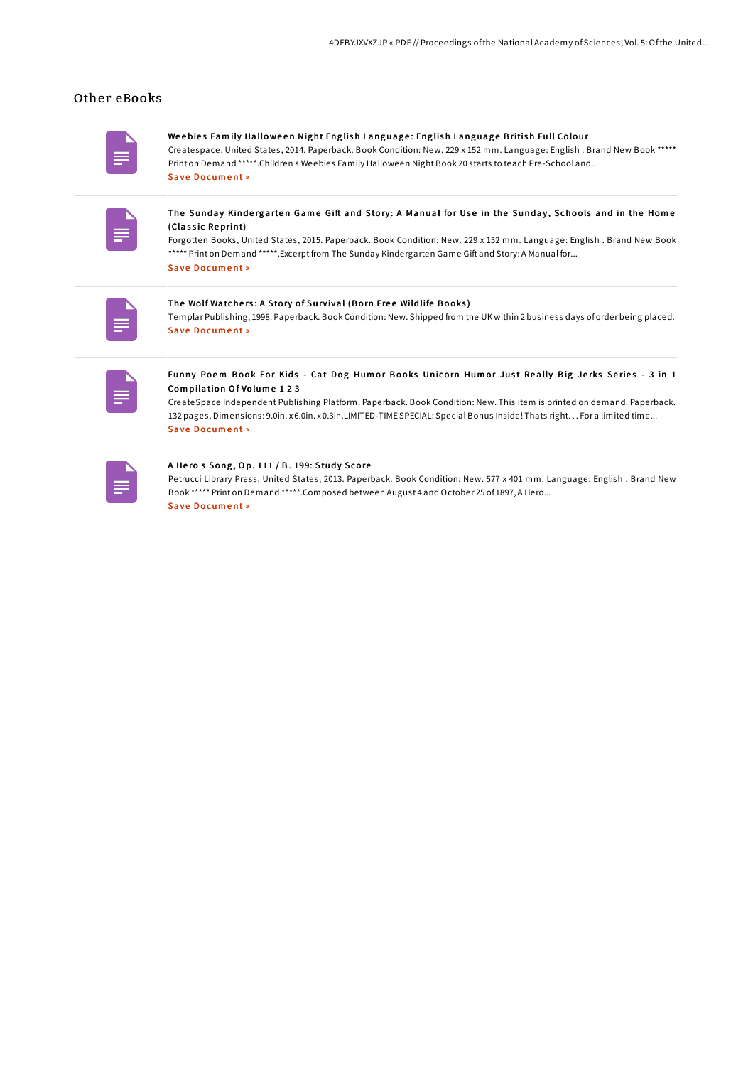## Other eBooks

**Weebies Family Halloween Night English Language: English Language British Full Colour**

Createspace, United States, 2014. Paperback. Book Condition: New. 229 x 152 mm. Language: English . Brand New Book ***** Print on Demand *****.Children s Weebies Family Halloween Night Book 20 starts to teach Pre-School and...

Save Document »

**The Sunday Kindergarten Game Gift and Story: A Manual for Use in the Sunday, Schools and in the Home (Classic Reprint)**

Forgotten Books, United States, 2015. Paperback. Book Condition: New. 229 x 152 mm. Language: English . Brand New Book ***** Print on Demand *****.Excerpt from The Sunday Kindergarten Game Gift and Story: A Manual for...

Save Document »

**The Wolf Watchers: A Story of Survival (Born Free Wildlife Books)**

Templar Publishing, 1998. Paperback. Book Condition: New. Shipped from the UK within 2 business days of order being placed.

Save Document »

**Funny Poem Book For Kids - Cat Dog Humor Books Unicorn Humor Just Really Big Jerks Series - 3 in 1 Compilation Of Volume 1 2 3**

CreateSpace Independent Publishing Platform. Paperback. Book Condition: New. This item is printed on demand. Paperback. 132 pages. Dimensions: 9.0in. x 6.0in. x 0.3in.LIMITED-TIME SPECIAL: Special Bonus Inside! Thats right. . . For a limited time...

Save Document »

**A Hero s Song, Op. 111 / B. 199: Study Score**

Petrucci Library Press, United States, 2013. Paperback. Book Condition: New. 577 x 401 mm. Language: English . Brand New Book ***** Print on Demand *****.Composed between August 4 and October 25 of 1897, A Hero...

Save Document »